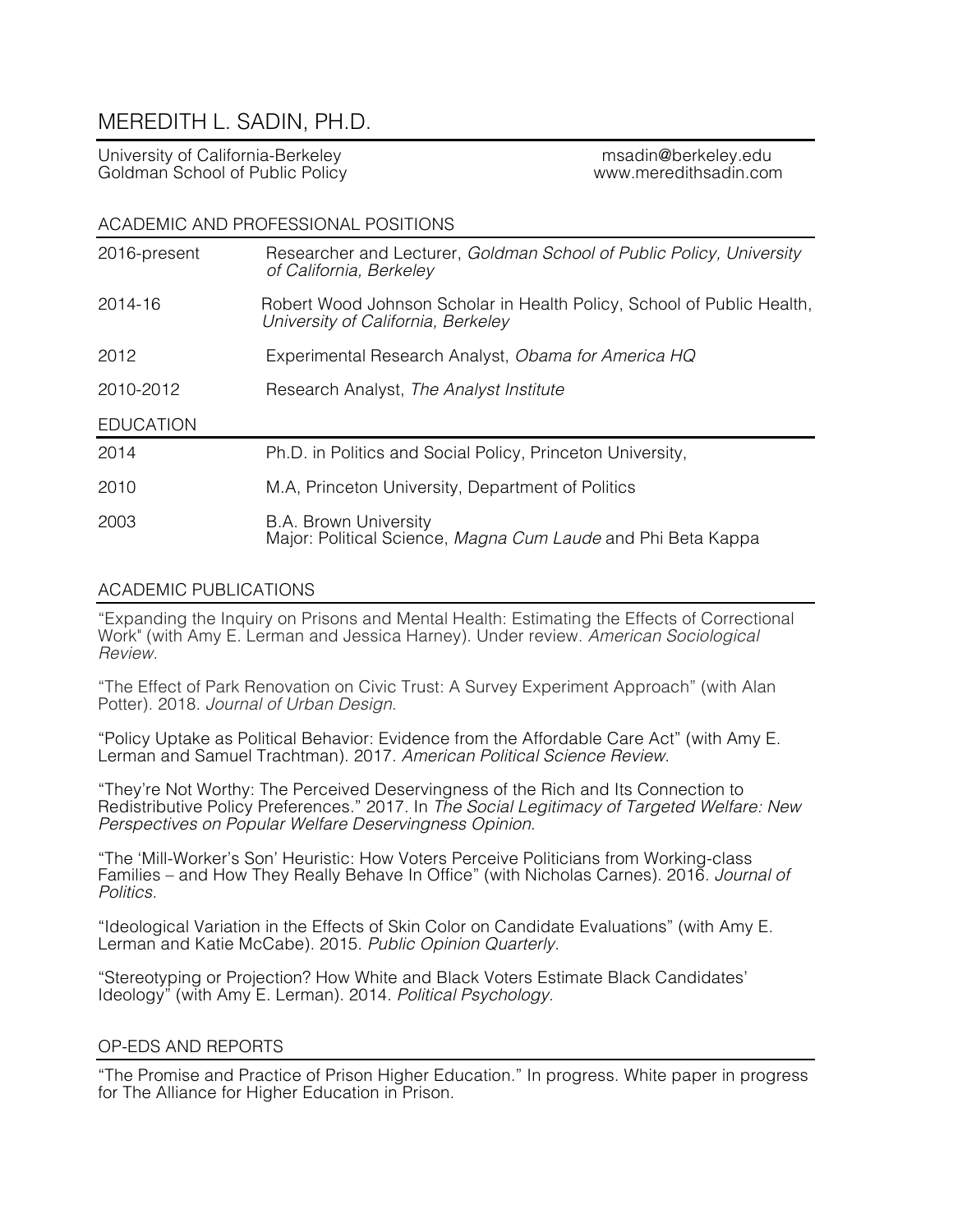# MEREDITH L. SADIN, PH.D.

University of California-Berkeley
Goldman School of Public Policy

msadin@berkeley.edu
www.meredithsadin.com

## ACADEMIC AND PROFESSIONAL POSITIONS

| | |
|---|---|
| 2016-present | Researcher and Lecturer, *Goldman School of Public Policy, University of California, Berkeley* |
| 2014-16 | Robert Wood Johnson Scholar in Health Policy, School of Public Health, *University of California, Berkeley* |
| 2012 | Experimental Research Analyst, *Obama for America HQ* |
| 2010-2012 | Research Analyst, *The Analyst Institute* |

## EDUCATION

| | |
|---|---|
| 2014 | Ph.D. in Politics and Social Policy, Princeton University, |
| 2010 | M.A, Princeton University, Department of Politics |
| 2003 | B.A. Brown University<br>Major: Political Science, *Magna Cum Laude* and Phi Beta Kappa |

## ACADEMIC PUBLICATIONS

"Expanding the Inquiry on Prisons and Mental Health: Estimating the Effects of Correctional Work" (with Amy E. Lerman and Jessica Harney). Under review. *American Sociological Review*.

"The Effect of Park Renovation on Civic Trust: A Survey Experiment Approach" (with Alan Potter). 2018. *Journal of Urban Design*.

"Policy Uptake as Political Behavior: Evidence from the Affordable Care Act" (with Amy E. Lerman and Samuel Trachtman). 2017. *American Political Science Review*.

"They're Not Worthy: The Perceived Deservingness of the Rich and Its Connection to Redistributive Policy Preferences." 2017. In *The Social Legitimacy of Targeted Welfare: New Perspectives on Popular Welfare Deservingness Opinion*.

"The 'Mill-Worker's Son' Heuristic: How Voters Perceive Politicians from Working-class Families – and How They Really Behave In Office" (with Nicholas Carnes). 2016. *Journal of Politics*.

"Ideological Variation in the Effects of Skin Color on Candidate Evaluations" (with Amy E. Lerman and Katie McCabe). 2015. *Public Opinion Quarterly*.

"Stereotyping or Projection? How White and Black Voters Estimate Black Candidates' Ideology" (with Amy E. Lerman). 2014. *Political Psychology.*

## OP-EDS AND REPORTS

"The Promise and Practice of Prison Higher Education." In progress. White paper in progress for The Alliance for Higher Education in Prison.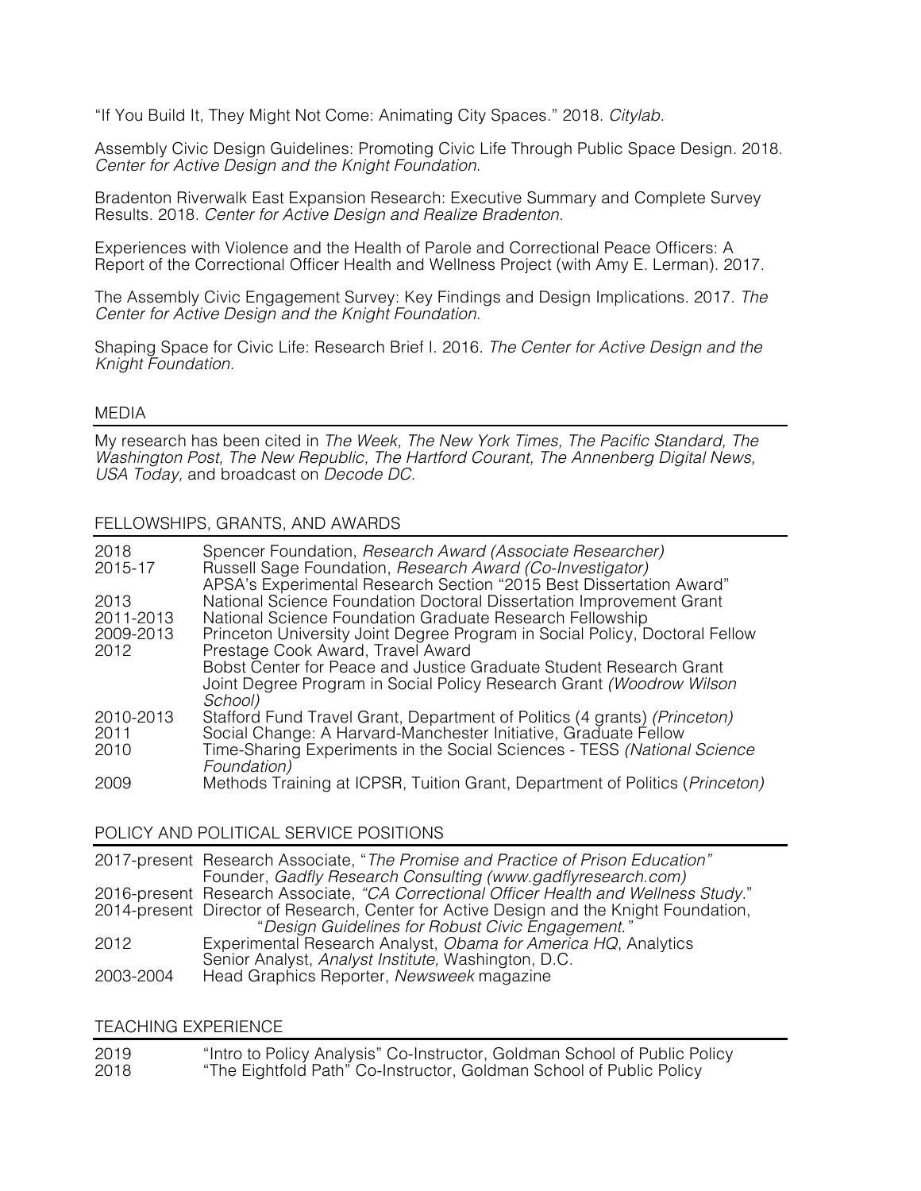"If You Build It, They Might Not Come: Animating City Spaces." 2018. *Citylab*.

Assembly Civic Design Guidelines: Promoting Civic Life Through Public Space Design. 2018. *Center for Active Design and the Knight Foundation*.

Bradenton Riverwalk East Expansion Research: Executive Summary and Complete Survey Results. 2018. *Center for Active Design and Realize Bradenton*.

Experiences with Violence and the Health of Parole and Correctional Peace Officers: A Report of the Correctional Officer Health and Wellness Project (with Amy E. Lerman). 2017.

The Assembly Civic Engagement Survey: Key Findings and Design Implications. 2017. *The Center for Active Design and the Knight Foundation.*

Shaping Space for Civic Life: Research Brief I. 2016. *The Center for Active Design and the Knight Foundation.*

## MEDIA

My research has been cited in *The Week, The New York Times, The Pacific Standard, The Washington Post, The New Republic, The Hartford Courant, The Annenberg Digital News, USA Today,* and broadcast on *Decode DC.*

## FELLOWSHIPS, GRANTS, AND AWARDS

| | |
|---|---|
| 2018 | Spencer Foundation, *Research Award (Associate Researcher)* |
| 2015-17 | Russell Sage Foundation, *Research Award (Co-Investigator)* |
| | APSA's Experimental Research Section "2015 Best Dissertation Award" |
| 2013 | National Science Foundation Doctoral Dissertation Improvement Grant |
| 2011-2013 | National Science Foundation Graduate Research Fellowship |
| 2009-2013 | Princeton University Joint Degree Program in Social Policy, Doctoral Fellow |
| 2012 | Prestage Cook Award, Travel Award |
| | Bobst Center for Peace and Justice Graduate Student Research Grant |
| | Joint Degree Program in Social Policy Research Grant *(Woodrow Wilson School)* |
| 2010-2013 | Stafford Fund Travel Grant, Department of Politics (4 grants) *(Princeton)* |
| 2011 | Social Change: A Harvard-Manchester Initiative, Graduate Fellow |
| 2010 | Time-Sharing Experiments in the Social Sciences - TESS *(National Science Foundation)* |
| 2009 | Methods Training at ICPSR, Tuition Grant, Department of Politics (*Princeton*) |

## POLICY AND POLITICAL SERVICE POSITIONS

| | |
|---|---|
| 2017-present | Research Associate, "*The Promise and Practice of Prison Education*" |
| | Founder, *Gadfly Research Consulting (www.gadflyresearch.com)* |
| 2016-present | Research Associate, *"CA Correctional Officer Health and Wellness Study.*" |
| 2014-present | Director of Research, Center for Active Design and the Knight Foundation, "*Design Guidelines for Robust Civic Engagement."* |
| 2012 | Experimental Research Analyst, *Obama for America HQ*, Analytics |
| | Senior Analyst, *Analyst Institute,* Washington, D.C. |
| 2003-2004 | Head Graphics Reporter, *Newsweek* magazine |

## TEACHING EXPERIENCE

| | |
|---|---|
| 2019 | "Intro to Policy Analysis" Co-Instructor, Goldman School of Public Policy |
| 2018 | "The Eightfold Path" Co-Instructor, Goldman School of Public Policy |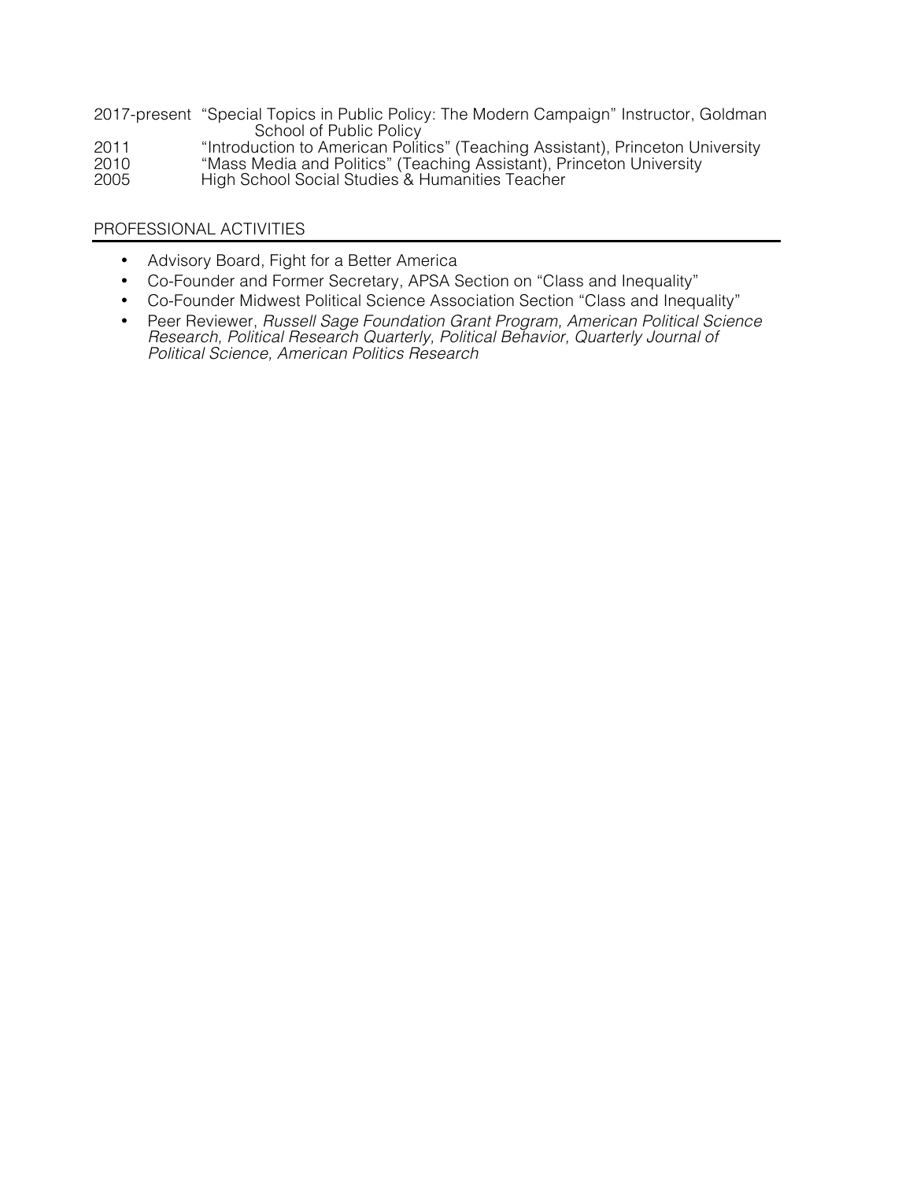2017-present "Special Topics in Public Policy: The Modern Campaign" Instructor, Goldman School of Public Policy
2011 "Introduction to American Politics" (Teaching Assistant), Princeton University
2010 "Mass Media and Politics" (Teaching Assistant), Princeton University
2005 High School Social Studies & Humanities Teacher

## PROFESSIONAL ACTIVITIES

- Advisory Board, Fight for a Better America
- Co-Founder and Former Secretary, APSA Section on "Class and Inequality"
- Co-Founder Midwest Political Science Association Section "Class and Inequality"
- Peer Reviewer, *Russell Sage Foundation Grant Program, American Political Science Research, Political Research Quarterly, Political Behavior, Quarterly Journal of Political Science, American Politics Research*